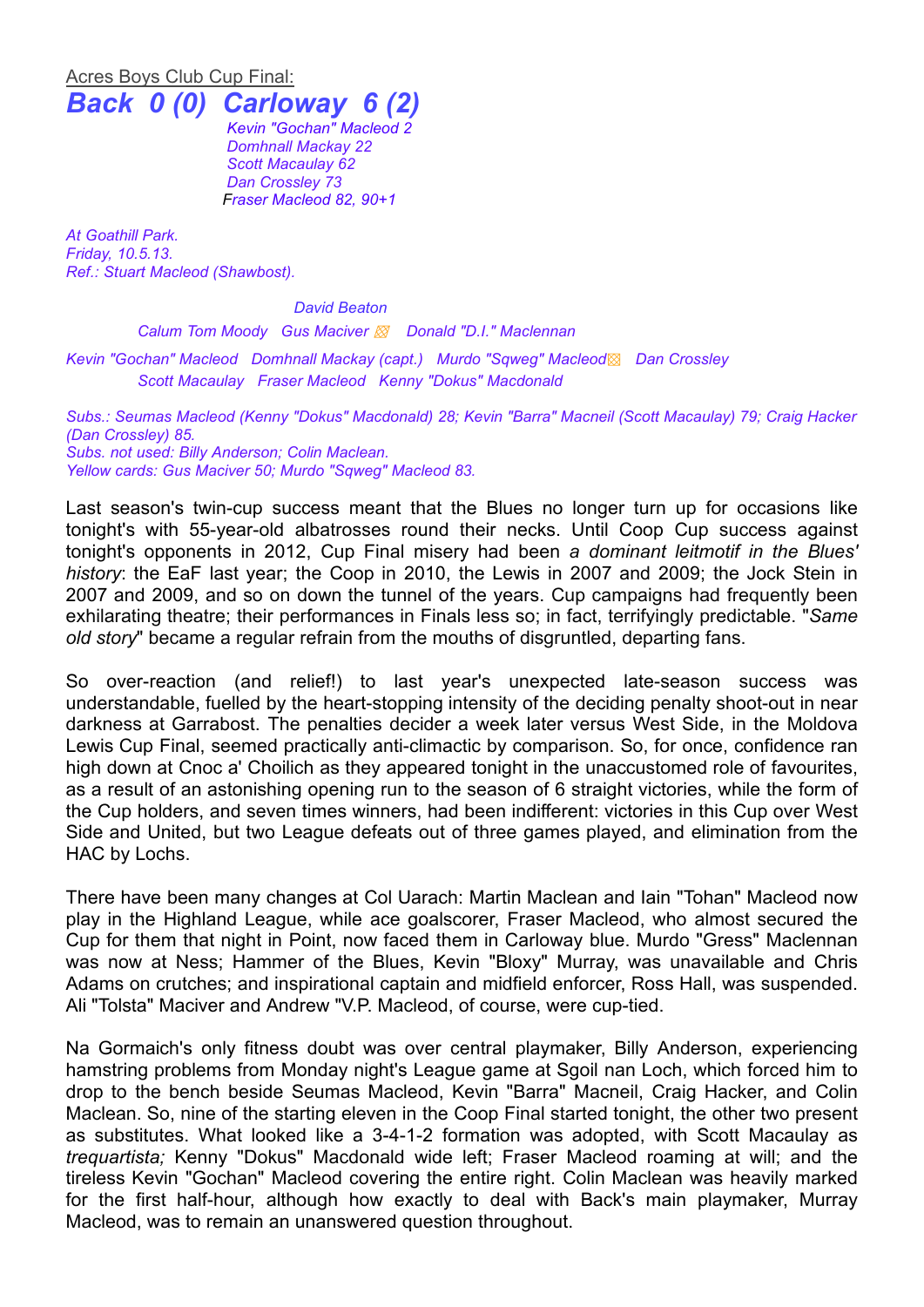Acres Boys Club Cup Final:

## *Back 0 (0) Carloway 6 (2)*

*Kevin "Gochan" Macleod 2*
*Domhnall Mackay 22*
*Scott Macaulay 62*
*Dan Crossley 73*
*Fraser Macleod 82, 90+1*

*At Goathill Park.*
*Friday, 10.5.13.*
*Ref.: Stuart Macleod (Shawbost).*

*David Beaton*

*Calum Tom Moody Gus Maciver ▧ Donald "D.I." Maclennan*

*Kevin "Gochan" Macleod Domhnall Mackay (capt.) Murdo "Sqweg" Macleod▧ Dan Crossley*

*Scott Macaulay Fraser Macleod Kenny "Dokus" Macdonald*

*Subs.: Seumas Macleod (Kenny "Dokus" Macdonald) 28; Kevin "Barra" Macneil (Scott Macaulay) 79; Craig Hacker (Dan Crossley) 85.*
*Subs. not used: Billy Anderson; Colin Maclean.*
*Yellow cards: Gus Maciver 50; Murdo "Sqweg" Macleod 83.*

Last season's twin-cup success meant that the Blues no longer turn up for occasions like tonight's with 55-year-old albatrosses round their necks. Until Coop Cup success against tonight's opponents in 2012, Cup Final misery had been *a dominant leitmotif in the Blues' history*: the EaF last year; the Coop in 2010, the Lewis in 2007 and 2009; the Jock Stein in 2007 and 2009, and so on down the tunnel of the years. Cup campaigns had frequently been exhilarating theatre; their performances in Finals less so; in fact, terrifyingly predictable. "*Same old story*" became a regular refrain from the mouths of disgruntled, departing fans.

So over-reaction (and relief!) to last year's unexpected late-season success was understandable, fuelled by the heart-stopping intensity of the deciding penalty shoot-out in near darkness at Garrabost. The penalties decider a week later versus West Side, in the Moldova Lewis Cup Final, seemed practically anti-climactic by comparison. So, for once, confidence ran high down at Cnoc a' Choilich as they appeared tonight in the unaccustomed role of favourites, as a result of an astonishing opening run to the season of 6 straight victories, while the form of the Cup holders, and seven times winners, had been indifferent: victories in this Cup over West Side and United, but two League defeats out of three games played, and elimination from the HAC by Lochs.

There have been many changes at Col Uarach: Martin Maclean and Iain "Tohan" Macleod now play in the Highland League, while ace goalscorer, Fraser Macleod, who almost secured the Cup for them that night in Point, now faced them in Carloway blue. Murdo "Gress" Maclennan was now at Ness; Hammer of the Blues, Kevin "Bloxy" Murray, was unavailable and Chris Adams on crutches; and inspirational captain and midfield enforcer, Ross Hall, was suspended. Ali "Tolsta" Maciver and Andrew "V.P. Macleod, of course, were cup-tied.

Na Gormaich's only fitness doubt was over central playmaker, Billy Anderson, experiencing hamstring problems from Monday night's League game at Sgoil nan Loch, which forced him to drop to the bench beside Seumas Macleod, Kevin "Barra" Macneil, Craig Hacker, and Colin Maclean. So, nine of the starting eleven in the Coop Final started tonight, the other two present as substitutes. What looked like a 3-4-1-2 formation was adopted, with Scott Macaulay as *trequartista;* Kenny "Dokus" Macdonald wide left; Fraser Macleod roaming at will; and the tireless Kevin "Gochan" Macleod covering the entire right. Colin Maclean was heavily marked for the first half-hour, although how exactly to deal with Back's main playmaker, Murray Macleod, was to remain an unanswered question throughout.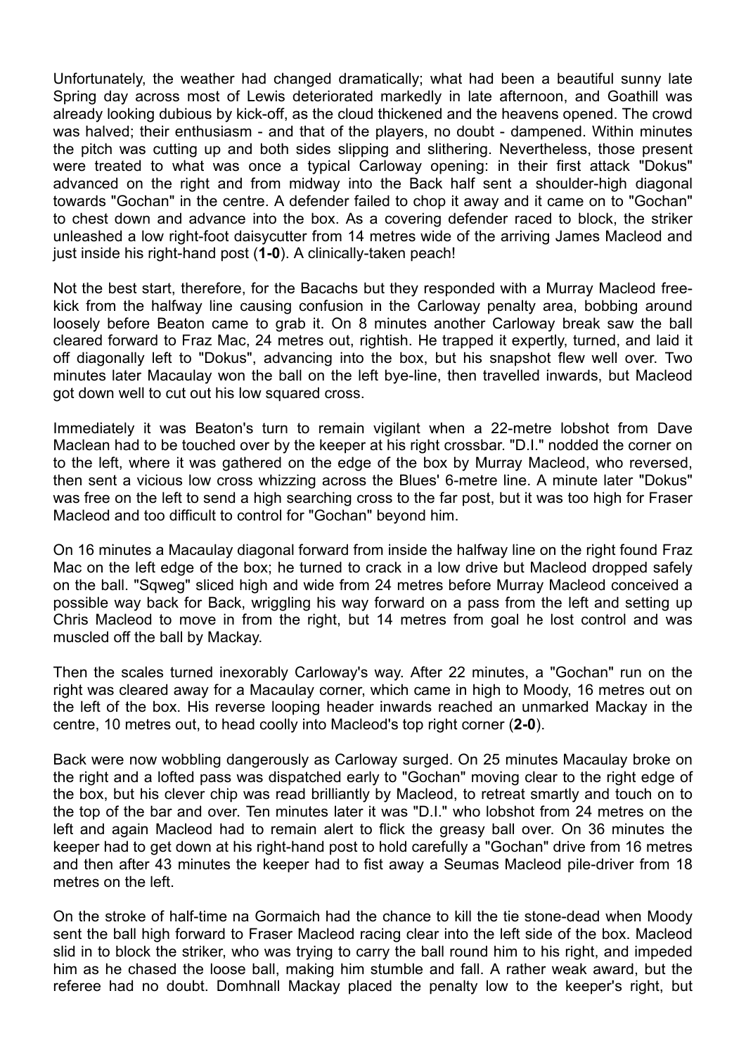Unfortunately, the weather had changed dramatically; what had been a beautiful sunny late Spring day across most of Lewis deteriorated markedly in late afternoon, and Goathill was already looking dubious by kick-off, as the cloud thickened and the heavens opened. The crowd was halved; their enthusiasm - and that of the players, no doubt - dampened. Within minutes the pitch was cutting up and both sides slipping and slithering. Nevertheless, those present were treated to what was once a typical Carloway opening: in their first attack "Dokus" advanced on the right and from midway into the Back half sent a shoulder-high diagonal towards "Gochan" in the centre. A defender failed to chop it away and it came on to "Gochan" to chest down and advance into the box. As a covering defender raced to block, the striker unleashed a low right-foot daisycutter from 14 metres wide of the arriving James Macleod and just inside his right-hand post (**1-0**). A clinically-taken peach!

Not the best start, therefore, for the Bacachs but they responded with a Murray Macleod free-kick from the halfway line causing confusion in the Carloway penalty area, bobbing around loosely before Beaton came to grab it. On 8 minutes another Carloway break saw the ball cleared forward to Fraz Mac, 24 metres out, rightish. He trapped it expertly, turned, and laid it off diagonally left to "Dokus", advancing into the box, but his snapshot flew well over. Two minutes later Macaulay won the ball on the left bye-line, then travelled inwards, but Macleod got down well to cut out his low squared cross.

Immediately it was Beaton's turn to remain vigilant when a 22-metre lobshot from Dave Maclean had to be touched over by the keeper at his right crossbar. "D.I." nodded the corner on to the left, where it was gathered on the edge of the box by Murray Macleod, who reversed, then sent a vicious low cross whizzing across the Blues' 6-metre line. A minute later "Dokus" was free on the left to send a high searching cross to the far post, but it was too high for Fraser Macleod and too difficult to control for "Gochan" beyond him.

On 16 minutes a Macaulay diagonal forward from inside the halfway line on the right found Fraz Mac on the left edge of the box; he turned to crack in a low drive but Macleod dropped safely on the ball. "Sqweg" sliced high and wide from 24 metres before Murray Macleod conceived a possible way back for Back, wriggling his way forward on a pass from the left and setting up Chris Macleod to move in from the right, but 14 metres from goal he lost control and was muscled off the ball by Mackay.

Then the scales turned inexorably Carloway's way. After 22 minutes, a "Gochan" run on the right was cleared away for a Macaulay corner, which came in high to Moody, 16 metres out on the left of the box. His reverse looping header inwards reached an unmarked Mackay in the centre, 10 metres out, to head coolly into Macleod's top right corner (**2-0**).

Back were now wobbling dangerously as Carloway surged. On 25 minutes Macaulay broke on the right and a lofted pass was dispatched early to "Gochan" moving clear to the right edge of the box, but his clever chip was read brilliantly by Macleod, to retreat smartly and touch on to the top of the bar and over. Ten minutes later it was "D.I." who lobshot from 24 metres on the left and again Macleod had to remain alert to flick the greasy ball over. On 36 minutes the keeper had to get down at his right-hand post to hold carefully a "Gochan" drive from 16 metres and then after 43 minutes the keeper had to fist away a Seumas Macleod pile-driver from 18 metres on the left.

On the stroke of half-time na Gormaich had the chance to kill the tie stone-dead when Moody sent the ball high forward to Fraser Macleod racing clear into the left side of the box. Macleod slid in to block the striker, who was trying to carry the ball round him to his right, and impeded him as he chased the loose ball, making him stumble and fall. A rather weak award, but the referee had no doubt. Domhnall Mackay placed the penalty low to the keeper's right, but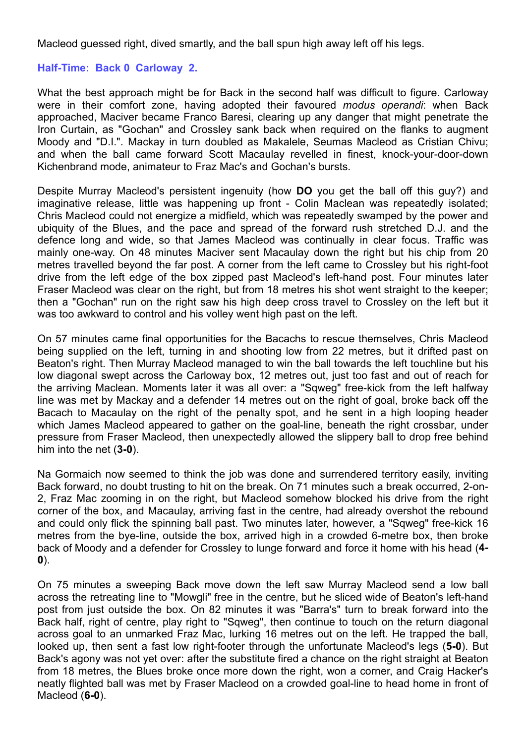Macleod guessed right, dived smartly, and the ball spun high away left off his legs.

**Half-Time: Back 0 Carloway 2.**

What the best approach might be for Back in the second half was difficult to figure. Carloway were in their comfort zone, having adopted their favoured *modus operandi*: when Back approached, Maciver became Franco Baresi, clearing up any danger that might penetrate the Iron Curtain, as "Gochan" and Crossley sank back when required on the flanks to augment Moody and "D.I.". Mackay in turn doubled as Makalele, Seumas Macleod as Cristian Chivu; and when the ball came forward Scott Macaulay revelled in finest, knock-your-door-down Kichenbrand mode, animateur to Fraz Mac's and Gochan's bursts.

Despite Murray Macleod's persistent ingenuity (how **DO** you get the ball off this guy?) and imaginative release, little was happening up front - Colin Maclean was repeatedly isolated; Chris Macleod could not energize a midfield, which was repeatedly swamped by the power and ubiquity of the Blues, and the pace and spread of the forward rush stretched D.J. and the defence long and wide, so that James Macleod was continually in clear focus. Traffic was mainly one-way. On 48 minutes Maciver sent Macaulay down the right but his chip from 20 metres travelled beyond the far post. A corner from the left came to Crossley but his right-foot drive from the left edge of the box zipped past Macleod's left-hand post. Four minutes later Fraser Macleod was clear on the right, but from 18 metres his shot went straight to the keeper; then a "Gochan" run on the right saw his high deep cross travel to Crossley on the left but it was too awkward to control and his volley went high past on the left.

On 57 minutes came final opportunities for the Bacachs to rescue themselves, Chris Macleod being supplied on the left, turning in and shooting low from 22 metres, but it drifted past on Beaton's right. Then Murray Macleod managed to win the ball towards the left touchline but his low diagonal swept across the Carloway box, 12 metres out, just too fast and out of reach for the arriving Maclean. Moments later it was all over: a "Sqweg" free-kick from the left halfway line was met by Mackay and a defender 14 metres out on the right of goal, broke back off the Bacach to Macaulay on the right of the penalty spot, and he sent in a high looping header which James Macleod appeared to gather on the goal-line, beneath the right crossbar, under pressure from Fraser Macleod, then unexpectedly allowed the slippery ball to drop free behind him into the net (**3-0**).

Na Gormaich now seemed to think the job was done and surrendered territory easily, inviting Back forward, no doubt trusting to hit on the break. On 71 minutes such a break occurred, 2-on-2, Fraz Mac zooming in on the right, but Macleod somehow blocked his drive from the right corner of the box, and Macaulay, arriving fast in the centre, had already overshot the rebound and could only flick the spinning ball past. Two minutes later, however, a "Sqweg" free-kick 16 metres from the bye-line, outside the box, arrived high in a crowded 6-metre box, then broke back of Moody and a defender for Crossley to lunge forward and force it home with his head (**4-0**).

On 75 minutes a sweeping Back move down the left saw Murray Macleod send a low ball across the retreating line to "Mowgli" free in the centre, but he sliced wide of Beaton's left-hand post from just outside the box. On 82 minutes it was "Barra's" turn to break forward into the Back half, right of centre, play right to "Sqweg", then continue to touch on the return diagonal across goal to an unmarked Fraz Mac, lurking 16 metres out on the left. He trapped the ball, looked up, then sent a fast low right-footer through the unfortunate Macleod's legs (**5-0**). But Back's agony was not yet over: after the substitute fired a chance on the right straight at Beaton from 18 metres, the Blues broke once more down the right, won a corner, and Craig Hacker's neatly flighted ball was met by Fraser Macleod on a crowded goal-line to head home in front of Macleod (**6-0**).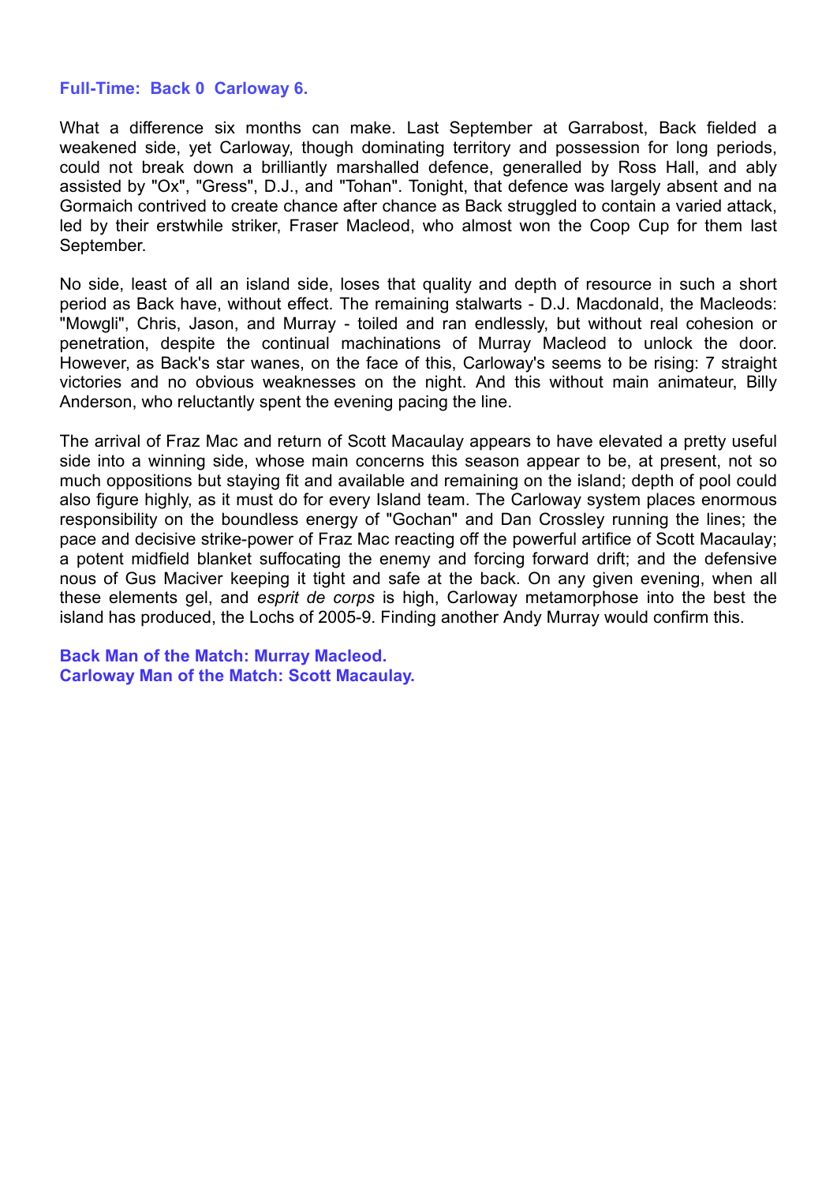**Full-Time: Back 0 Carloway 6.**

What a difference six months can make. Last September at Garrabost, Back fielded a weakened side, yet Carloway, though dominating territory and possession for long periods, could not break down a brilliantly marshalled defence, generalled by Ross Hall, and ably assisted by "Ox", "Gress", D.J., and "Tohan". Tonight, that defence was largely absent and na Gormaich contrived to create chance after chance as Back struggled to contain a varied attack, led by their erstwhile striker, Fraser Macleod, who almost won the Coop Cup for them last September.

No side, least of all an island side, loses that quality and depth of resource in such a short period as Back have, without effect. The remaining stalwarts - D.J. Macdonald, the Macleods: "Mowgli", Chris, Jason, and Murray - toiled and ran endlessly, but without real cohesion or penetration, despite the continual machinations of Murray Macleod to unlock the door. However, as Back's star wanes, on the face of this, Carloway's seems to be rising: 7 straight victories and no obvious weaknesses on the night. And this without main animateur, Billy Anderson, who reluctantly spent the evening pacing the line.

The arrival of Fraz Mac and return of Scott Macaulay appears to have elevated a pretty useful side into a winning side, whose main concerns this season appear to be, at present, not so much oppositions but staying fit and available and remaining on the island; depth of pool could also figure highly, as it must do for every Island team. The Carloway system places enormous responsibility on the boundless energy of "Gochan" and Dan Crossley running the lines; the pace and decisive strike-power of Fraz Mac reacting off the powerful artifice of Scott Macaulay; a potent midfield blanket suffocating the enemy and forcing forward drift; and the defensive nous of Gus Maciver keeping it tight and safe at the back. On any given evening, when all these elements gel, and *esprit de corps* is high, Carloway metamorphose into the best the island has produced, the Lochs of 2005-9. Finding another Andy Murray would confirm this.

**Back Man of the Match: Murray Macleod.**
**Carloway Man of the Match: Scott Macaulay.**